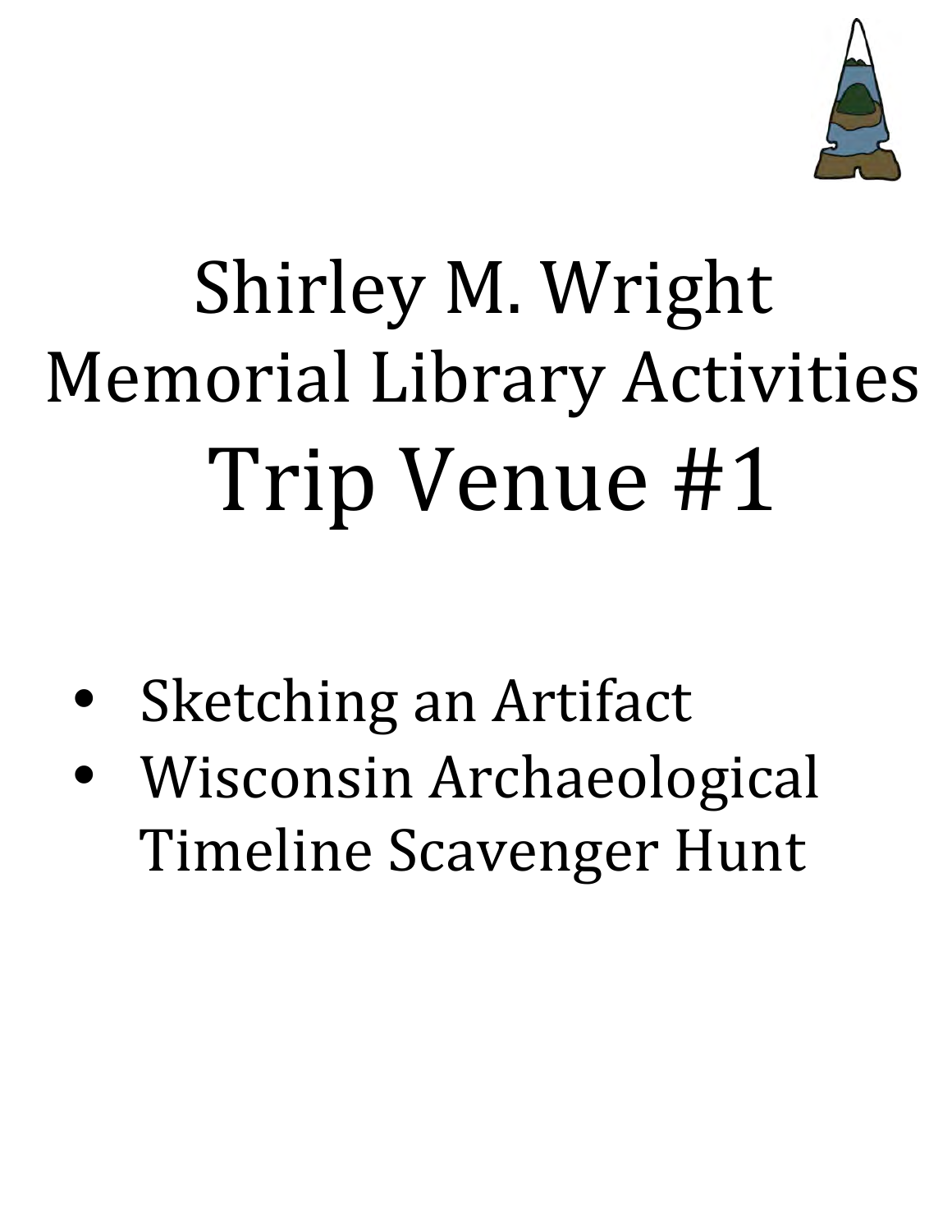# Shirley M. Wright Memorial Library Activities Trip Venue #1

- Sketching an Artifact
- Wisconsin Archaeological Timeline Scavenger Hunt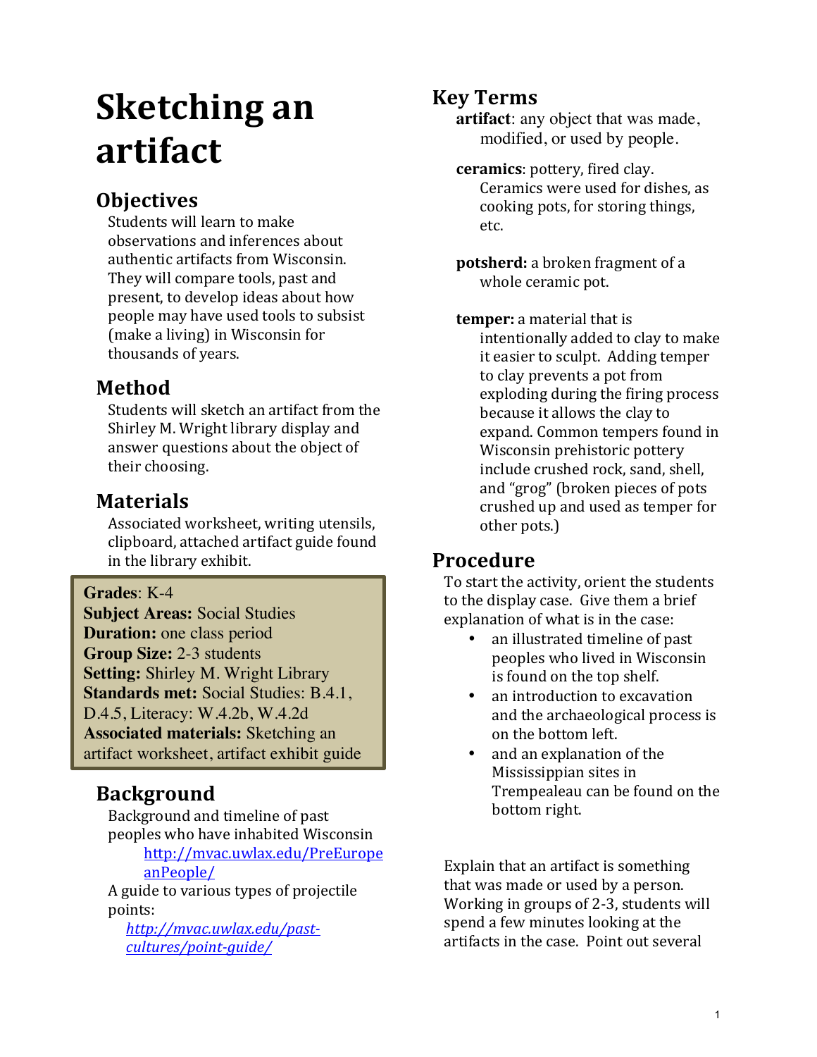# Sketching an artifact

## Objectives

Students will learn to make observations and inferences about authentic artifacts from Wisconsin. They will compare tools, past and present, to develop ideas about how people may have used tools to subsist (make a living) in Wisconsin for thousands of years.

## Method

Students will sketch an artifact from the Shirley M. Wright library display and answer questions about the object of their choosing.

## Materials

Associated worksheet, writing utensils, clipboard, attached artifact guide found in the library exhibit.

**Grades**: K-4
**Subject Areas:** Social Studies
**Duration:** one class period
**Group Size:** 2-3 students
**Setting:** Shirley M. Wright Library
**Standards met:** Social Studies: B.4.1, D.4.5, Literacy: W.4.2b, W.4.2d
**Associated materials:** Sketching an artifact worksheet, artifact exhibit guide

## Background

Background and timeline of past peoples who have inhabited Wisconsin
[http://mvac.uwlax.edu/PreEuropeanPeople/](http://mvac.uwlax.edu/PreEuropeanPeople/)

A guide to various types of projectile points:
*[http://mvac.uwlax.edu/past-cultures/point-guide/](http://mvac.uwlax.edu/past-cultures/point-guide/)*

## Key Terms

**artifact**: any object that was made, modified, or used by people.

**ceramics**: pottery, fired clay. Ceramics were used for dishes, as cooking pots, for storing things, etc.

**potsherd:** a broken fragment of a whole ceramic pot.

**temper:** a material that is intentionally added to clay to make it easier to sculpt. Adding temper to clay prevents a pot from exploding during the firing process because it allows the clay to expand. Common tempers found in Wisconsin prehistoric pottery include crushed rock, sand, shell, and "grog" (broken pieces of pots crushed up and used as temper for other pots.)

## Procedure

To start the activity, orient the students to the display case. Give them a brief explanation of what is in the case:

- an illustrated timeline of past peoples who lived in Wisconsin is found on the top shelf.
- an introduction to excavation and the archaeological process is on the bottom left.
- and an explanation of the Mississippian sites in Trempealeau can be found on the bottom right.

Explain that an artifact is something that was made or used by a person. Working in groups of 2-3, students will spend a few minutes looking at the artifacts in the case. Point out several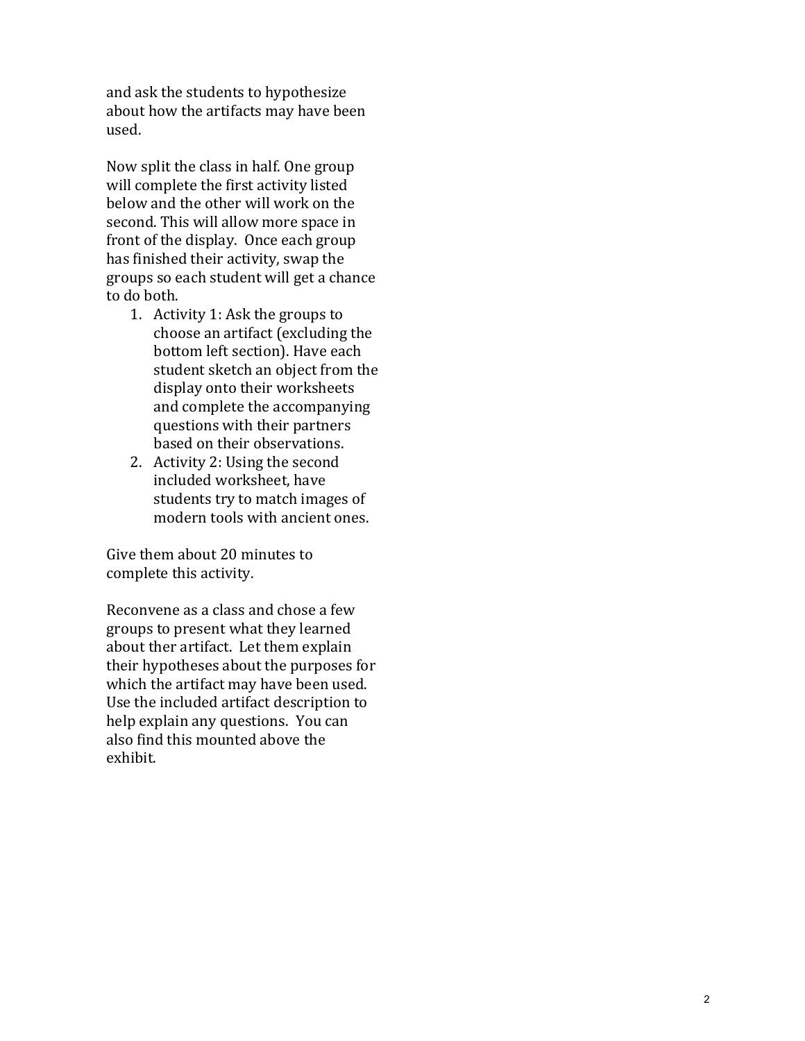and ask the students to hypothesize about how the artifacts may have been used.

Now split the class in half. One group will complete the first activity listed below and the other will work on the second. This will allow more space in front of the display. Once each group has finished their activity, swap the groups so each student will get a chance to do both.

1. Activity 1: Ask the groups to choose an artifact (excluding the bottom left section). Have each student sketch an object from the display onto their worksheets and complete the accompanying questions with their partners based on their observations.
2. Activity 2: Using the second included worksheet, have students try to match images of modern tools with ancient ones.

Give them about 20 minutes to complete this activity.

Reconvene as a class and chose a few groups to present what they learned about ther artifact. Let them explain their hypotheses about the purposes for which the artifact may have been used. Use the included artifact description to help explain any questions. You can also find this mounted above the exhibit.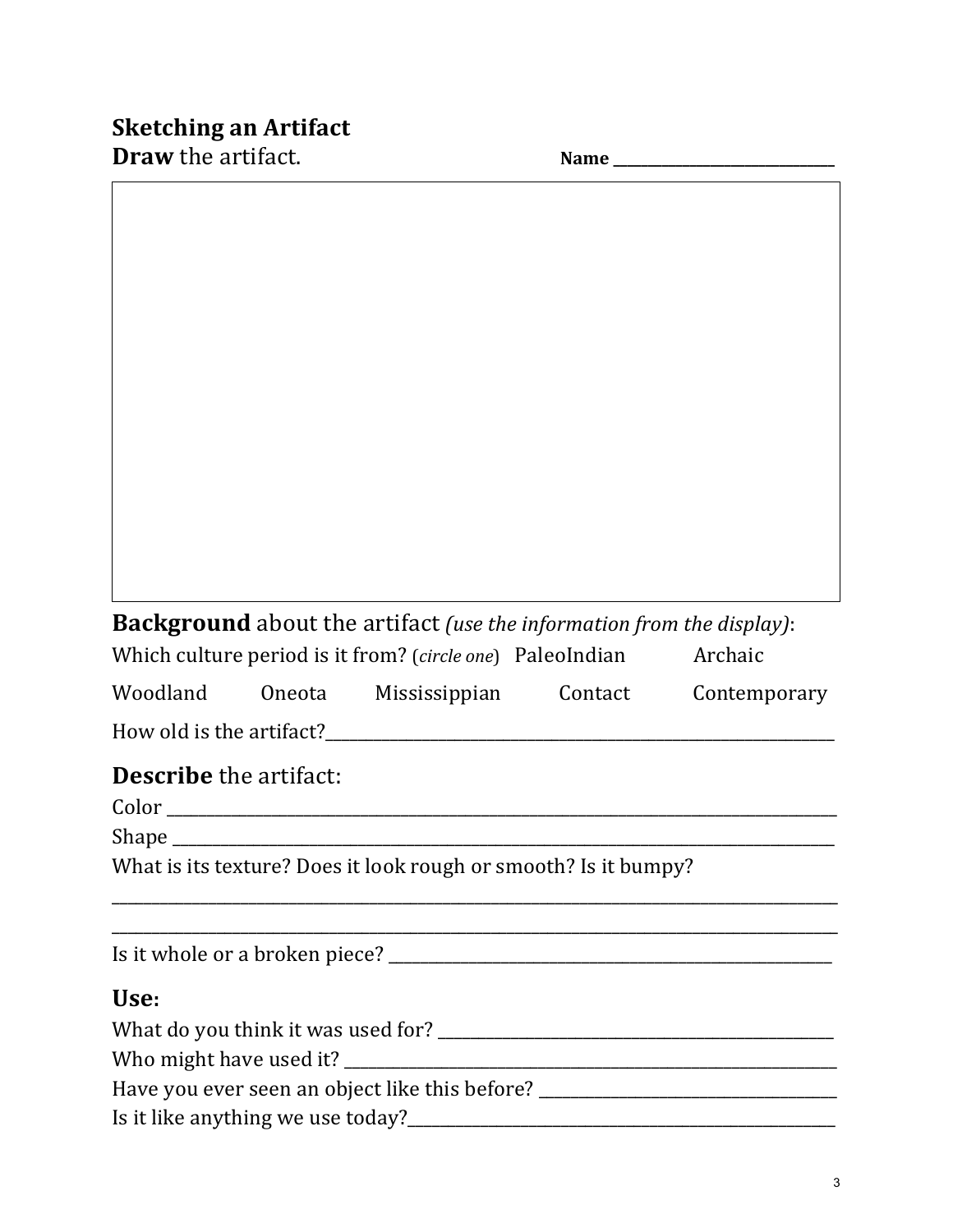## Sketching an Artifact

**Draw** the artifact. **Name** ______________________________

**Background** about the artifact *(use the information from the display)*:

Which culture period is it from? (*circle one*) PaleoIndian Archaic

Woodland Oneota Mississippian Contact Contemporary

How old is the artifact?______________________________________________________________

**Describe** the artifact:

Color ________________________________________________________________________________

Shape ________________________________________________________________________________

What is its texture? Does it look rough or smooth? Is it bumpy?

_____________________________________________________________________________________

_____________________________________________________________________________________

Is it whole or a broken piece? ____________________________________________________

**Use:**

What do you think it was used for? _______________________________________________

Who might have used it? __________________________________________________________

Have you ever seen an object like this before? ___________________________________

Is it like anything we use today?__________________________________________________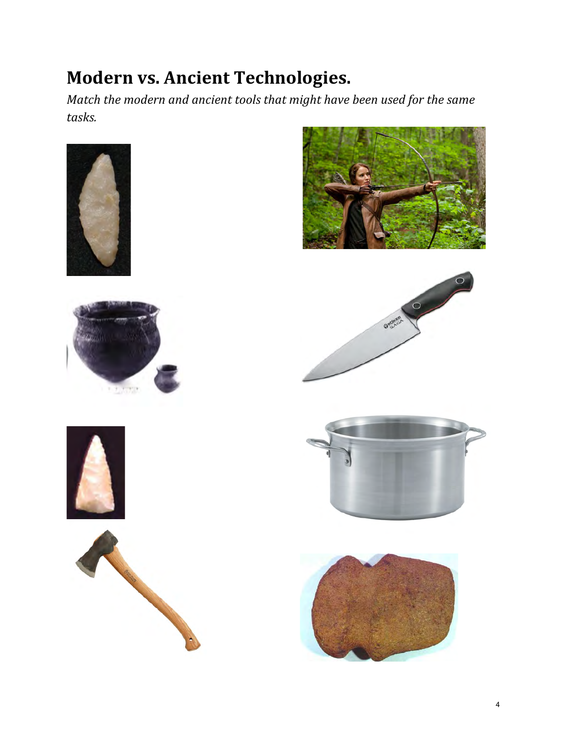# Modern vs. Ancient Technologies.

*Match the modern and ancient tools that might have been used for the same tasks.*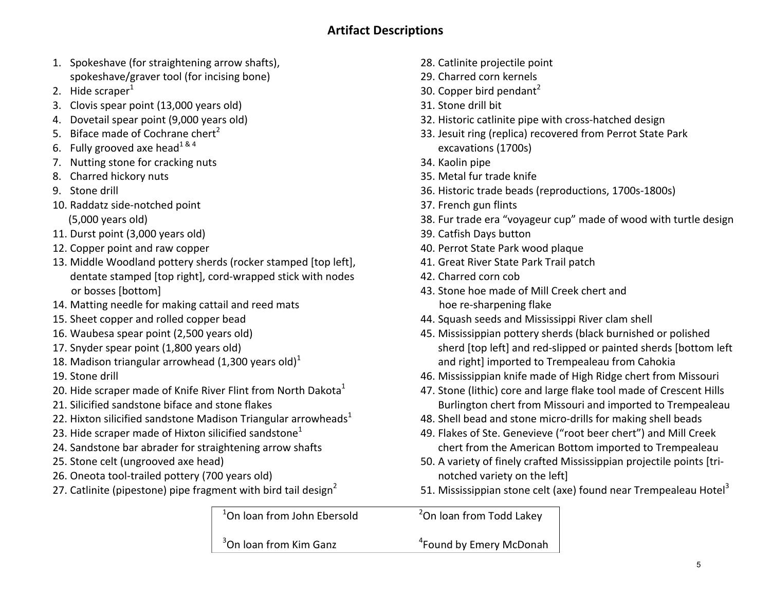# Artifact Descriptions

1. Spokeshave (for straightening arrow shafts), spokeshave/graver tool (for incising bone)
2. Hide scraper[1]
3. Clovis spear point (13,000 years old)
4. Dovetail spear point (9,000 years old)
5. Biface made of Cochrane chert[2]
6. Fully grooved axe head[1 & 4]
7. Nutting stone for cracking nuts
8. Charred hickory nuts
9. Stone drill
10. Raddatz side-notched point (5,000 years old)
11. Durst point (3,000 years old)
12. Copper point and raw copper
13. Middle Woodland pottery sherds (rocker stamped [top left], dentate stamped [top right], cord-wrapped stick with nodes or bosses [bottom]
14. Matting needle for making cattail and reed mats
15. Sheet copper and rolled copper bead
16. Waubesa spear point (2,500 years old)
17. Snyder spear point (1,800 years old)
18. Madison triangular arrowhead (1,300 years old)[1]
19. Stone drill
20. Hide scraper made of Knife River Flint from North Dakota[1]
21. Silicified sandstone biface and stone flakes
22. Hixton silicified sandstone Madison Triangular arrowheads[1]
23. Hide scraper made of Hixton silicified sandstone[1]
24. Sandstone bar abrader for straightening arrow shafts
25. Stone celt (ungrooved axe head)
26. Oneota tool-trailed pottery (700 years old)
27. Catlinite (pipestone) pipe fragment with bird tail design[2]
28. Catlinite projectile point
29. Charred corn kernels
30. Copper bird pendant[2]
31. Stone drill bit
32. Historic catlinite pipe with cross-hatched design
33. Jesuit ring (replica) recovered from Perrot State Park excavations (1700s)
34. Kaolin pipe
35. Metal fur trade knife
36. Historic trade beads (reproductions, 1700s-1800s)
37. French gun flints
38. Fur trade era "voyageur cup" made of wood with turtle design
39. Catfish Days button
40. Perrot State Park wood plaque
41. Great River State Park Trail patch
42. Charred corn cob
43. Stone hoe made of Mill Creek chert and hoe re-sharpening flake
44. Squash seeds and Mississippi River clam shell
45. Mississippian pottery sherds (black burnished or polished sherd [top left] and red-slipped or painted sherds [bottom left and right] imported to Trempealeau from Cahokia
46. Mississippian knife made of High Ridge chert from Missouri
47. Stone (lithic) core and large flake tool made of Crescent Hills Burlington chert from Missouri and imported to Trempealeau
48. Shell bead and stone micro-drills for making shell beads
49. Flakes of Ste. Genevieve ("root beer chert") and Mill Creek chert from the American Bottom imported to Trempealeau
50. A variety of finely crafted Mississippian projectile points [tri-notched variety on the left]
51. Mississippian stone celt (axe) found near Trempealeau Hotel[3]

| | |
|---|---|
| [1]On loan from John Ebersold | [2]On loan from Todd Lakey |
| [3]On loan from Kim Ganz | [4]Found by Emery McDonah |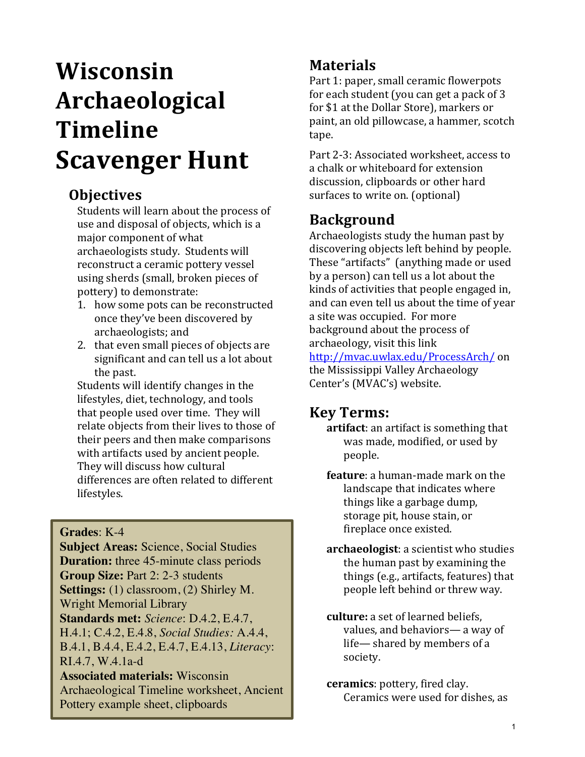# Wisconsin Archaeological Timeline Scavenger Hunt

## Objectives

Students will learn about the process of use and disposal of objects, which is a major component of what archaeologists study. Students will reconstruct a ceramic pottery vessel using sherds (small, broken pieces of pottery) to demonstrate:

1. how some pots can be reconstructed once they've been discovered by archaeologists; and
2. that even small pieces of objects are significant and can tell us a lot about the past.

Students will identify changes in the lifestyles, diet, technology, and tools that people used over time. They will relate objects from their lives to those of their peers and then make comparisons with artifacts used by ancient people. They will discuss how cultural differences are often related to different lifestyles.

**Grades**: K-4
**Subject Areas:** Science, Social Studies
**Duration:** three 45-minute class periods
**Group Size:** Part 2: 2-3 students
**Settings:** (1) classroom, (2) Shirley M. Wright Memorial Library
**Standards met:** *Science*: D.4.2, E.4.7, H.4.1; C.4.2, E.4.8, *Social Studies:* A.4.4, B.4.1, B.4.4, E.4.2, E.4.7, E.4.13, *Literacy*: RI.4.7, W.4.1a-d
**Associated materials:** Wisconsin Archaeological Timeline worksheet, Ancient Pottery example sheet, clipboards

## Materials

Part 1: paper, small ceramic flowerpots for each student (you can get a pack of 3 for $1 at the Dollar Store), markers or paint, an old pillowcase, a hammer, scotch tape.

Part 2-3: Associated worksheet, access to a chalk or whiteboard for extension discussion, clipboards or other hard surfaces to write on. (optional)

## Background

Archaeologists study the human past by discovering objects left behind by people. These "artifacts" (anything made or used by a person) can tell us a lot about the kinds of activities that people engaged in, and can even tell us about the time of year a site was occupied. For more background about the process of archaeology, visit this link http://mvac.uwlax.edu/ProcessArch/ on the Mississippi Valley Archaeology Center's (MVAC's) website.

## Key Terms:

**artifact**: an artifact is something that was made, modified, or used by people.

**feature**: a human-made mark on the landscape that indicates where things like a garbage dump, storage pit, house stain, or fireplace once existed.

**archaeologist**: a scientist who studies the human past by examining the things (e.g., artifacts, features) that people left behind or threw way.

**culture:** a set of learned beliefs, values, and behaviors— a way of life— shared by members of a society.

**ceramics**: pottery, fired clay. Ceramics were used for dishes, as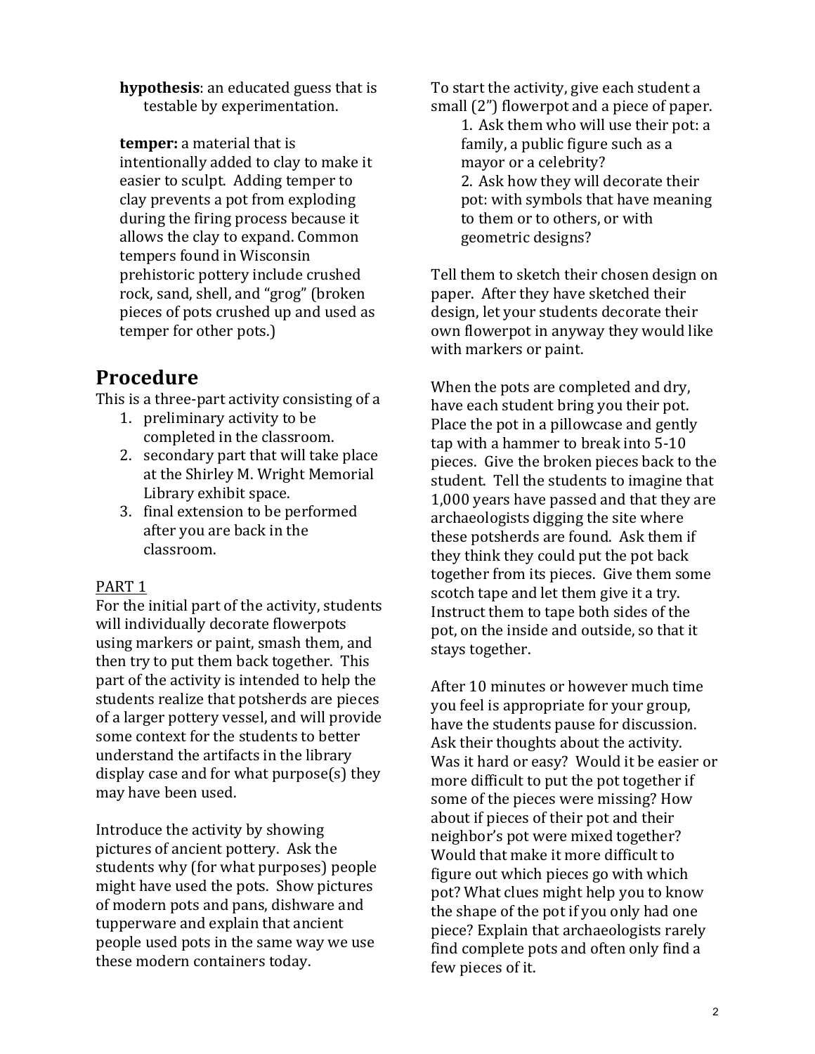**hypothesis**: an educated guess that is testable by experimentation.

**temper:** a material that is intentionally added to clay to make it easier to sculpt. Adding temper to clay prevents a pot from exploding during the firing process because it allows the clay to expand. Common tempers found in Wisconsin prehistoric pottery include crushed rock, sand, shell, and "grog" (broken pieces of pots crushed up and used as temper for other pots.)

# Procedure

This is a three-part activity consisting of a

1. preliminary activity to be completed in the classroom.
2. secondary part that will take place at the Shirley M. Wright Memorial Library exhibit space.
3. final extension to be performed after you are back in the classroom.

<u>PART 1</u>

For the initial part of the activity, students will individually decorate flowerpots using markers or paint, smash them, and then try to put them back together. This part of the activity is intended to help the students realize that potsherds are pieces of a larger pottery vessel, and will provide some context for the students to better understand the artifacts in the library display case and for what purpose(s) they may have been used.

Introduce the activity by showing pictures of ancient pottery. Ask the students why (for what purposes) people might have used the pots. Show pictures of modern pots and pans, dishware and tupperware and explain that ancient people used pots in the same way we use these modern containers today.

To start the activity, give each student a small (2") flowerpot and a piece of paper.

1. Ask them who will use their pot: a family, a public figure such as a mayor or a celebrity?
2. Ask how they will decorate their pot: with symbols that have meaning to them or to others, or with geometric designs?

Tell them to sketch their chosen design on paper. After they have sketched their design, let your students decorate their own flowerpot in anyway they would like with markers or paint.

When the pots are completed and dry, have each student bring you their pot. Place the pot in a pillowcase and gently tap with a hammer to break into 5-10 pieces. Give the broken pieces back to the student. Tell the students to imagine that 1,000 years have passed and that they are archaeologists digging the site where these potsherds are found. Ask them if they think they could put the pot back together from its pieces. Give them some scotch tape and let them give it a try. Instruct them to tape both sides of the pot, on the inside and outside, so that it stays together.

After 10 minutes or however much time you feel is appropriate for your group, have the students pause for discussion. Ask their thoughts about the activity. Was it hard or easy? Would it be easier or more difficult to put the pot together if some of the pieces were missing? How about if pieces of their pot and their neighbor's pot were mixed together? Would that make it more difficult to figure out which pieces go with which pot? What clues might help you to know the shape of the pot if you only had one piece? Explain that archaeologists rarely find complete pots and often only find a few pieces of it.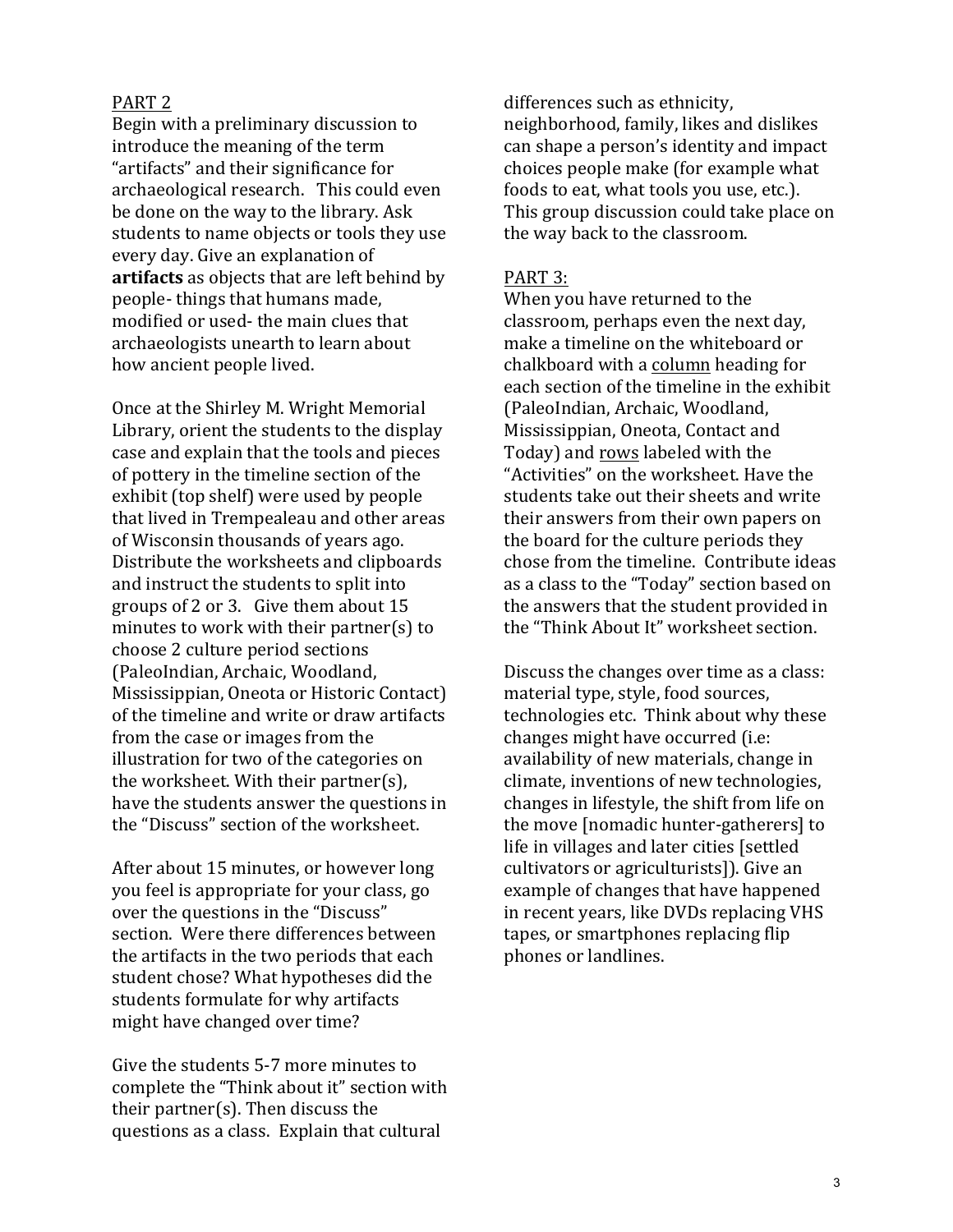PART 2

Begin with a preliminary discussion to introduce the meaning of the term "artifacts" and their significance for archaeological research. This could even be done on the way to the library. Ask students to name objects or tools they use every day. Give an explanation of **artifacts** as objects that are left behind by people- things that humans made, modified or used- the main clues that archaeologists unearth to learn about how ancient people lived.

Once at the Shirley M. Wright Memorial Library, orient the students to the display case and explain that the tools and pieces of pottery in the timeline section of the exhibit (top shelf) were used by people that lived in Trempealeau and other areas of Wisconsin thousands of years ago. Distribute the worksheets and clipboards and instruct the students to split into groups of 2 or 3. Give them about 15 minutes to work with their partner(s) to choose 2 culture period sections (PaleoIndian, Archaic, Woodland, Mississippian, Oneota or Historic Contact) of the timeline and write or draw artifacts from the case or images from the illustration for two of the categories on the worksheet. With their partner(s), have the students answer the questions in the "Discuss" section of the worksheet.

After about 15 minutes, or however long you feel is appropriate for your class, go over the questions in the "Discuss" section. Were there differences between the artifacts in the two periods that each student chose? What hypotheses did the students formulate for why artifacts might have changed over time?

Give the students 5-7 more minutes to complete the "Think about it" section with their partner(s). Then discuss the questions as a class. Explain that cultural differences such as ethnicity, neighborhood, family, likes and dislikes can shape a person's identity and impact choices people make (for example what foods to eat, what tools you use, etc.). This group discussion could take place on the way back to the classroom.

PART 3:

When you have returned to the classroom, perhaps even the next day, make a timeline on the whiteboard or chalkboard with a column heading for each section of the timeline in the exhibit (PaleoIndian, Archaic, Woodland, Mississippian, Oneota, Contact and Today) and rows labeled with the "Activities" on the worksheet. Have the students take out their sheets and write their answers from their own papers on the board for the culture periods they chose from the timeline. Contribute ideas as a class to the "Today" section based on the answers that the student provided in the "Think About It" worksheet section.

Discuss the changes over time as a class: material type, style, food sources, technologies etc. Think about why these changes might have occurred (i.e: availability of new materials, change in climate, inventions of new technologies, changes in lifestyle, the shift from life on the move [nomadic hunter-gatherers] to life in villages and later cities [settled cultivators or agriculturists]). Give an example of changes that have happened in recent years, like DVDs replacing VHS tapes, or smartphones replacing flip phones or landlines.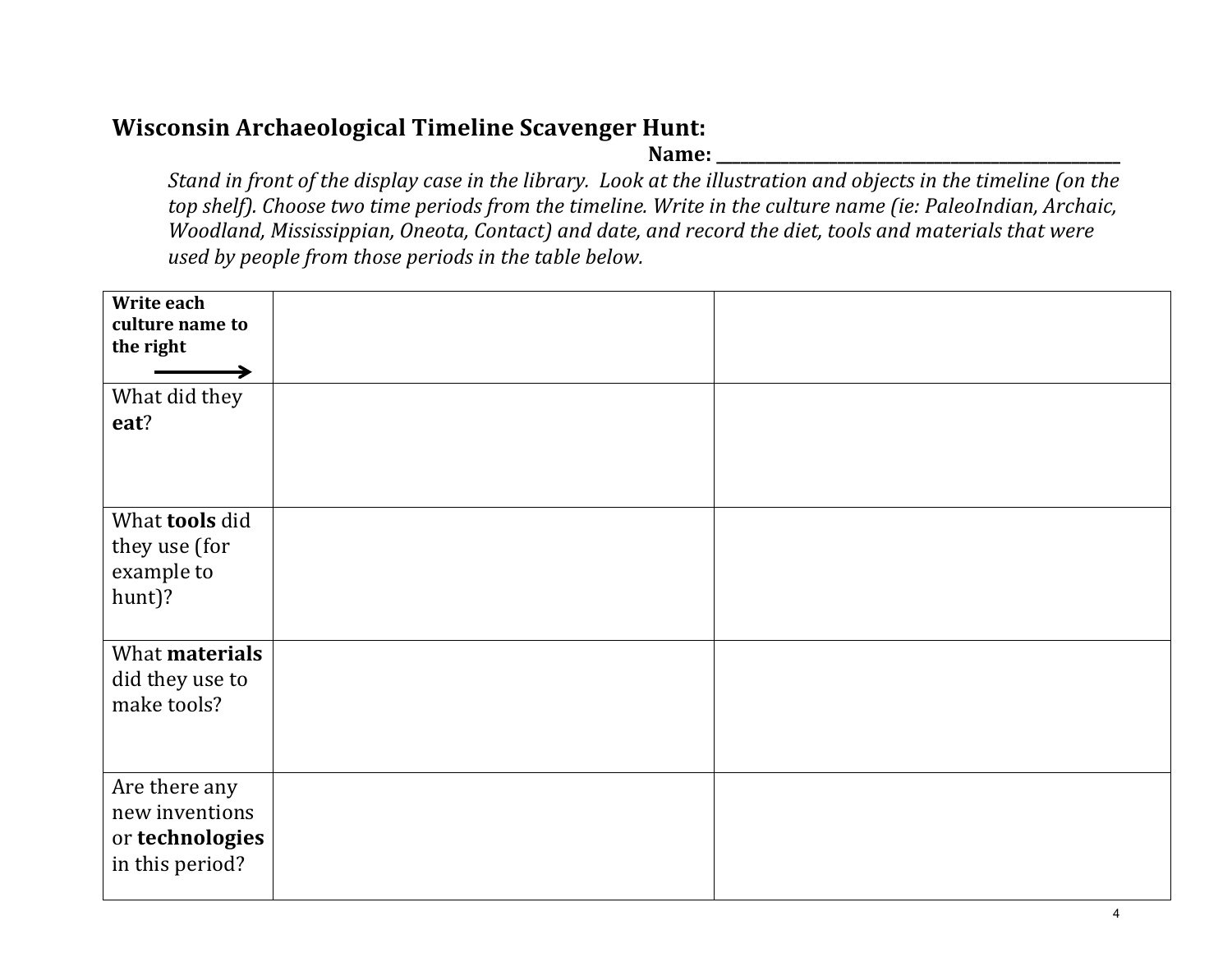## Wisconsin Archaeological Timeline Scavenger Hunt:

**Name: ______________________________**

*Stand in front of the display case in the library. Look at the illustration and objects in the timeline (on the top shelf). Choose two time periods from the timeline. Write in the culture name (ie: PaleoIndian, Archaic, Woodland, Mississippian, Oneota, Contact) and date, and record the diet, tools and materials that were used by people from those periods in the table below.*

| **Write each culture name to the right** → | | |
|---|---|---|
| What did they **eat**? | | |
| What **tools** did they use (for example to hunt)? | | |
| What **materials** did they use to make tools? | | |
| Are there any new inventions or **technologies** in this period? | | |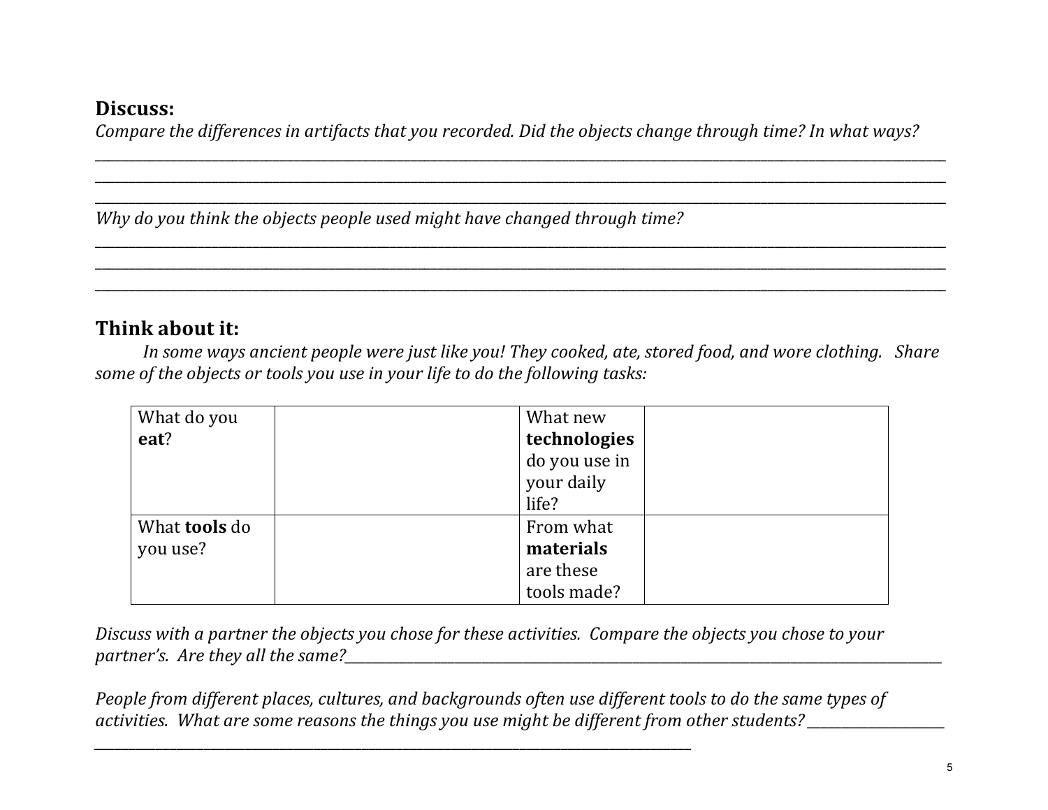## Discuss:

*Compare the differences in artifacts that you recorded. Did the objects change through time? In what ways?*

______________________________________________________________________________________________________________

______________________________________________________________________________________________________________

______________________________________________________________________________________________________________

*Why do you think the objects people used might have changed through time?*

______________________________________________________________________________________________________________

______________________________________________________________________________________________________________

______________________________________________________________________________________________________________

## Think about it:

*In some ways ancient people were just like you! They cooked, ate, stored food, and wore clothing. Share some of the objects or tools you use in your life to do the following tasks:*

| What do you **eat**? | | What new **technologies** do you use in your daily life? | |
|---|---|---|---|
| What **tools** do you use? | | From what **materials** are these tools made? | |

*Discuss with a partner the objects you chose for these activities. Compare the objects you chose to your partner's. Are they all the same?*______________________________________________________________________________

*People from different places, cultures, and backgrounds often use different tools to do the same types of activities. What are some reasons the things you use might be different from other students?* ________________

__________________________________________________________________________________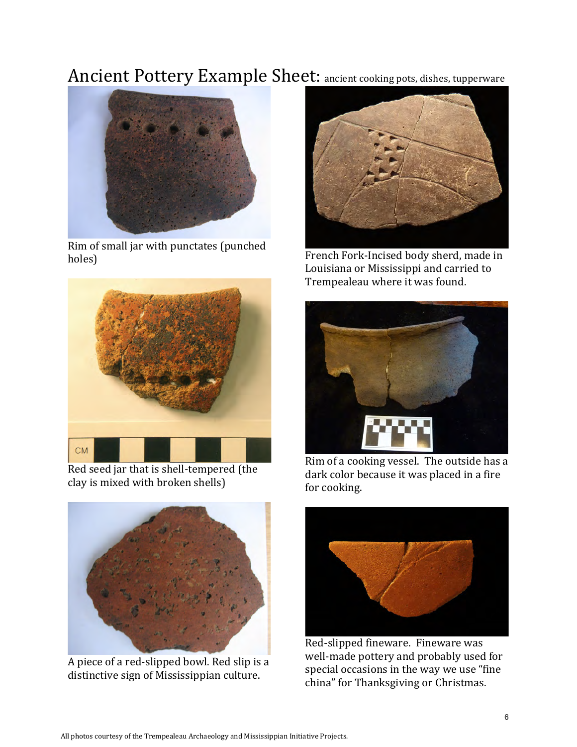# Ancient Pottery Example Sheet: ancient cooking pots, dishes, tupperware

Rim of small jar with punctates (punched holes)

French Fork-Incised body sherd, made in Louisiana or Mississippi and carried to Trempealeau where it was found.

CM

Red seed jar that is shell-tempered (the clay is mixed with broken shells)

Rim of a cooking vessel. The outside has a dark color because it was placed in a fire for cooking.

A piece of a red-slipped bowl. Red slip is a distinctive sign of Mississippian culture.

Red-slipped fineware. Fineware was well-made pottery and probably used for special occasions in the way we use "fine china" for Thanksgiving or Christmas.

All photos courtesy of the Trempealeau Archaeology and Mississippian Initiative Projects.